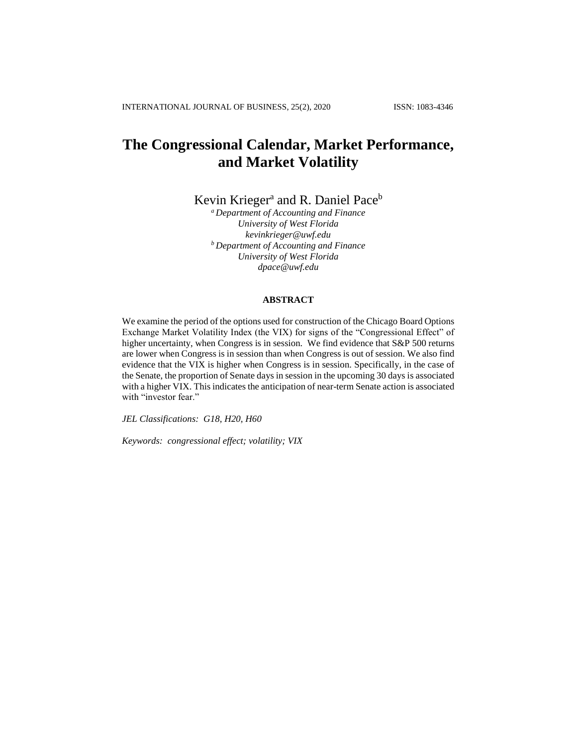# The Congressional Calendar, Market Performance, and Market Volatility

Kevin Krieger[a] and R. Daniel Pace[b]

[a] *Department of Accounting and Finance*
*University of West Florida*
*kevinkrieger@uwf.edu*
[b] *Department of Accounting and Finance*
*University of West Florida*
*dpace@uwf.edu*

## ABSTRACT

We examine the period of the options used for construction of the Chicago Board Options Exchange Market Volatility Index (the VIX) for signs of the "Congressional Effect" of higher uncertainty, when Congress is in session. We find evidence that S&P 500 returns are lower when Congress is in session than when Congress is out of session. We also find evidence that the VIX is higher when Congress is in session. Specifically, in the case of the Senate, the proportion of Senate days in session in the upcoming 30 days is associated with a higher VIX. This indicates the anticipation of near-term Senate action is associated with "investor fear."

*JEL Classifications: G18, H20, H60*

*Keywords: congressional effect; volatility; VIX*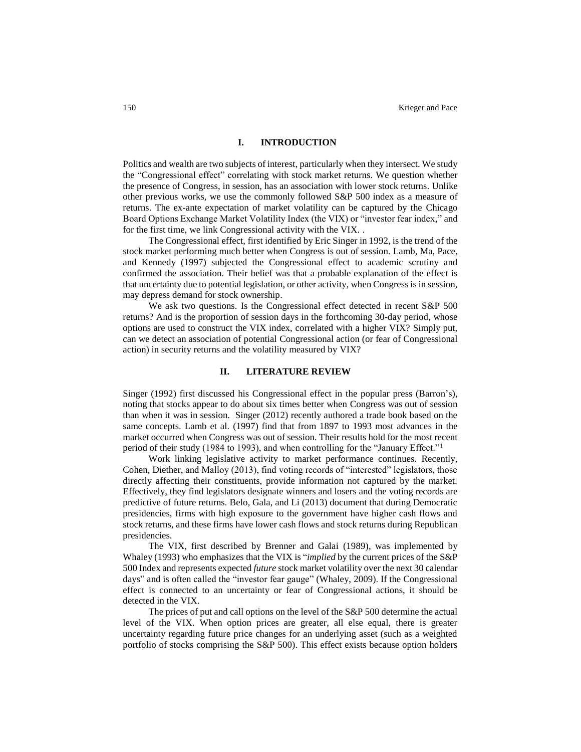## I. INTRODUCTION

Politics and wealth are two subjects of interest, particularly when they intersect. We study the "Congressional effect" correlating with stock market returns. We question whether the presence of Congress, in session, has an association with lower stock returns. Unlike other previous works, we use the commonly followed S&P 500 index as a measure of returns. The ex-ante expectation of market volatility can be captured by the Chicago Board Options Exchange Market Volatility Index (the VIX) or "investor fear index," and for the first time, we link Congressional activity with the VIX. .

The Congressional effect, first identified by Eric Singer in 1992, is the trend of the stock market performing much better when Congress is out of session. Lamb, Ma, Pace, and Kennedy (1997) subjected the Congressional effect to academic scrutiny and confirmed the association. Their belief was that a probable explanation of the effect is that uncertainty due to potential legislation, or other activity, when Congress is in session, may depress demand for stock ownership.

We ask two questions. Is the Congressional effect detected in recent S&P 500 returns? And is the proportion of session days in the forthcoming 30-day period, whose options are used to construct the VIX index, correlated with a higher VIX? Simply put, can we detect an association of potential Congressional action (or fear of Congressional action) in security returns and the volatility measured by VIX?

## II. LITERATURE REVIEW

Singer (1992) first discussed his Congressional effect in the popular press (Barron's), noting that stocks appear to do about six times better when Congress was out of session than when it was in session. Singer (2012) recently authored a trade book based on the same concepts. Lamb et al. (1997) find that from 1897 to 1993 most advances in the market occurred when Congress was out of session. Their results hold for the most recent period of their study (1984 to 1993), and when controlling for the "January Effect."[1]

Work linking legislative activity to market performance continues. Recently, Cohen, Diether, and Malloy (2013), find voting records of "interested" legislators, those directly affecting their constituents, provide information not captured by the market. Effectively, they find legislators designate winners and losers and the voting records are predictive of future returns. Belo, Gala, and Li (2013) document that during Democratic presidencies, firms with high exposure to the government have higher cash flows and stock returns, and these firms have lower cash flows and stock returns during Republican presidencies.

The VIX, first described by Brenner and Galai (1989), was implemented by Whaley (1993) who emphasizes that the VIX is "*implied* by the current prices of the S&P 500 Index and represents expected *future* stock market volatility over the next 30 calendar days" and is often called the "investor fear gauge" (Whaley, 2009). If the Congressional effect is connected to an uncertainty or fear of Congressional actions, it should be detected in the VIX.

The prices of put and call options on the level of the S&P 500 determine the actual level of the VIX. When option prices are greater, all else equal, there is greater uncertainty regarding future price changes for an underlying asset (such as a weighted portfolio of stocks comprising the S&P 500). This effect exists because option holders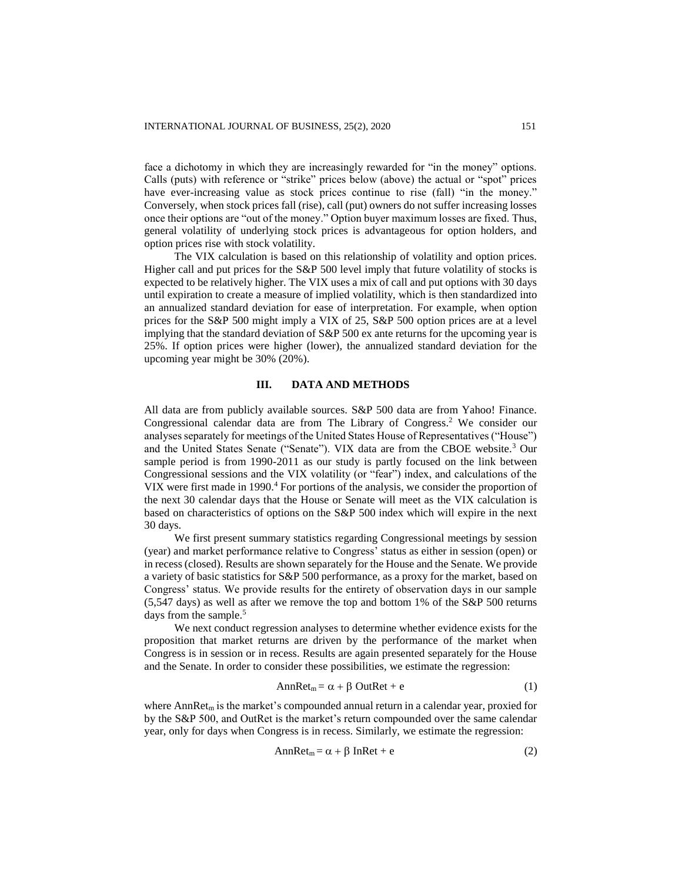face a dichotomy in which they are increasingly rewarded for "in the money" options. Calls (puts) with reference or "strike" prices below (above) the actual or "spot" prices have ever-increasing value as stock prices continue to rise (fall) "in the money." Conversely, when stock prices fall (rise), call (put) owners do not suffer increasing losses once their options are "out of the money." Option buyer maximum losses are fixed. Thus, general volatility of underlying stock prices is advantageous for option holders, and option prices rise with stock volatility.

The VIX calculation is based on this relationship of volatility and option prices. Higher call and put prices for the S&P 500 level imply that future volatility of stocks is expected to be relatively higher. The VIX uses a mix of call and put options with 30 days until expiration to create a measure of implied volatility, which is then standardized into an annualized standard deviation for ease of interpretation. For example, when option prices for the S&P 500 might imply a VIX of 25, S&P 500 option prices are at a level implying that the standard deviation of S&P 500 ex ante returns for the upcoming year is 25%. If option prices were higher (lower), the annualized standard deviation for the upcoming year might be 30% (20%).

## III. DATA AND METHODS

All data are from publicly available sources. S&P 500 data are from Yahoo! Finance. Congressional calendar data are from The Library of Congress.[2] We consider our analyses separately for meetings of the United States House of Representatives ("House") and the United States Senate ("Senate"). VIX data are from the CBOE website.[3] Our sample period is from 1990-2011 as our study is partly focused on the link between Congressional sessions and the VIX volatility (or "fear") index, and calculations of the VIX were first made in 1990.[4] For portions of the analysis, we consider the proportion of the next 30 calendar days that the House or Senate will meet as the VIX calculation is based on characteristics of options on the S&P 500 index which will expire in the next 30 days.

We first present summary statistics regarding Congressional meetings by session (year) and market performance relative to Congress' status as either in session (open) or in recess (closed). Results are shown separately for the House and the Senate. We provide a variety of basic statistics for S&P 500 performance, as a proxy for the market, based on Congress' status. We provide results for the entirety of observation days in our sample (5,547 days) as well as after we remove the top and bottom 1% of the S&P 500 returns days from the sample.[5]

We next conduct regression analyses to determine whether evidence exists for the proposition that market returns are driven by the performance of the market when Congress is in session or in recess. Results are again presented separately for the House and the Senate. In order to consider these possibilities, we estimate the regression:

$$AnnRet_m = \alpha + \beta \text{ OutRet} + e \tag{1}$$

where $AnnRet_m$ is the market's compounded annual return in a calendar year, proxied for by the S&P 500, and OutRet is the market's return compounded over the same calendar year, only for days when Congress is in recess. Similarly, we estimate the regression:

$$AnnRet_m = \alpha + \beta \text{ InRet} + e \tag{2}$$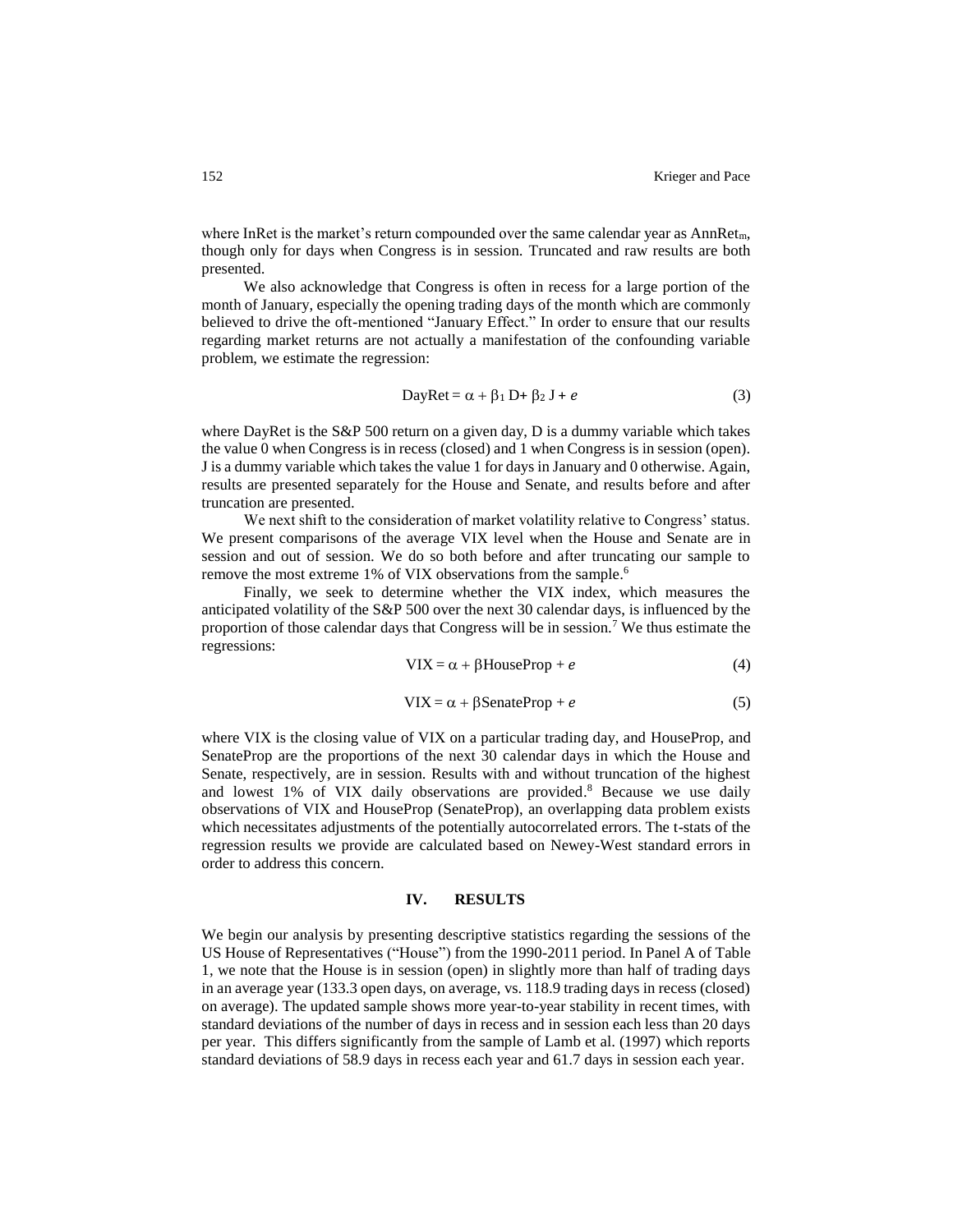where InRet is the market's return compounded over the same calendar year as $AnnRet_m$, though only for days when Congress is in session. Truncated and raw results are both presented.

We also acknowledge that Congress is often in recess for a large portion of the month of January, especially the opening trading days of the month which are commonly believed to drive the oft-mentioned "January Effect." In order to ensure that our results regarding market returns are not actually a manifestation of the confounding variable problem, we estimate the regression:

$$\text{DayRet} = \alpha + \beta_1 \text{D} + \beta_2 \text{J} + e \tag{3}$$

where DayRet is the S&P 500 return on a given day, D is a dummy variable which takes the value 0 when Congress is in recess (closed) and 1 when Congress is in session (open). J is a dummy variable which takes the value 1 for days in January and 0 otherwise. Again, results are presented separately for the House and Senate, and results before and after truncation are presented.

We next shift to the consideration of market volatility relative to Congress' status. We present comparisons of the average VIX level when the House and Senate are in session and out of session. We do so both before and after truncating our sample to remove the most extreme 1% of VIX observations from the sample.[6]

Finally, we seek to determine whether the VIX index, which measures the anticipated volatility of the S&P 500 over the next 30 calendar days, is influenced by the proportion of those calendar days that Congress will be in session.[7] We thus estimate the regressions:

$$\text{VIX} = \alpha + \beta\text{HouseProp} + e \tag{4}$$

$$\text{VIX} = \alpha + \beta\text{SenateProp} + e \tag{5}$$

where VIX is the closing value of VIX on a particular trading day, and HouseProp, and SenateProp are the proportions of the next 30 calendar days in which the House and Senate, respectively, are in session. Results with and without truncation of the highest and lowest 1% of VIX daily observations are provided.[8] Because we use daily observations of VIX and HouseProp (SenateProp), an overlapping data problem exists which necessitates adjustments of the potentially autocorrelated errors. The t-stats of the regression results we provide are calculated based on Newey-West standard errors in order to address this concern.

## IV. RESULTS

We begin our analysis by presenting descriptive statistics regarding the sessions of the US House of Representatives ("House") from the 1990-2011 period. In Panel A of Table 1, we note that the House is in session (open) in slightly more than half of trading days in an average year (133.3 open days, on average, vs. 118.9 trading days in recess (closed) on average). The updated sample shows more year-to-year stability in recent times, with standard deviations of the number of days in recess and in session each less than 20 days per year. This differs significantly from the sample of Lamb et al. (1997) which reports standard deviations of 58.9 days in recess each year and 61.7 days in session each year.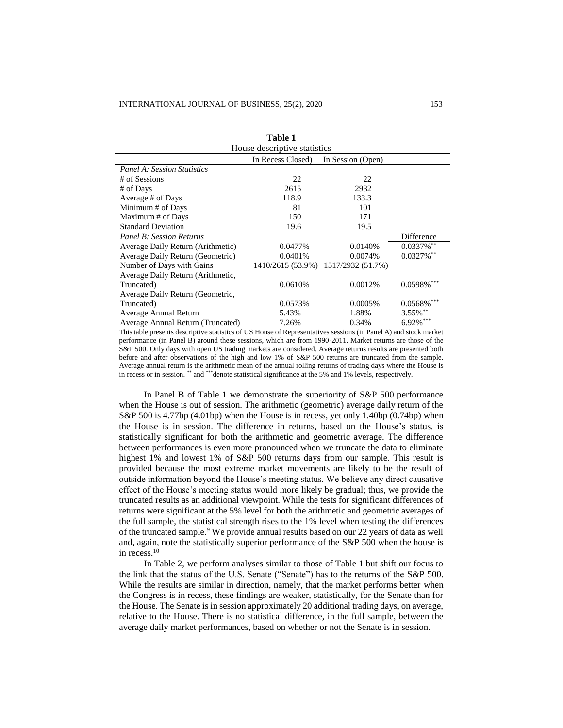**Table 1**

House descriptive statistics

| | In Recess Closed) | In Session (Open) | |
|---|---|---|---|
| *Panel A: Session Statistics* | | | |
| # of Sessions | 22 | 22 | |
| # of Days | 2615 | 2932 | |
| Average # of Days | 118.9 | 133.3 | |
| Minimum # of Days | 81 | 101 | |
| Maximum # of Days | 150 | 171 | |
| Standard Deviation | 19.6 | 19.5 | |
| *Panel B: Session Returns* | | | Difference |
| Average Daily Return (Arithmetic) | 0.0477% | 0.0140% | 0.0337%** |
| Average Daily Return (Geometric) | 0.0401% | 0.0074% | 0.0327%** |
| Number of Days with Gains | 1410/2615 (53.9%) | 1517/2932 (51.7%) | |
| Average Daily Return (Arithmetic, Truncated) | 0.0610% | 0.0012% | 0.0598%*** |
| Average Daily Return (Geometric, Truncated) | 0.0573% | 0.0005% | 0.0568%*** |
| Average Annual Return | 5.43% | 1.88% | 3.55%** |
| Average Annual Return (Truncated) | 7.26% | 0.34% | 6.92%*** |

This table presents descriptive statistics of US House of Representatives sessions (in Panel A) and stock market performance (in Panel B) around these sessions, which are from 1990-2011. Market returns are those of the S&P 500. Only days with open US trading markets are considered. Average returns results are presented both before and after observations of the high and low 1% of S&P 500 returns are truncated from the sample. Average annual return is the arithmetic mean of the annual rolling returns of trading days where the House is in recess or in session. ** and *** denote statistical significance at the 5% and 1% levels, respectively.

In Panel B of Table 1 we demonstrate the superiority of S&P 500 performance when the House is out of session. The arithmetic (geometric) average daily return of the S&P 500 is 4.77bp (4.01bp) when the House is in recess, yet only 1.40bp (0.74bp) when the House is in session. The difference in returns, based on the House's status, is statistically significant for both the arithmetic and geometric average. The difference between performances is even more pronounced when we truncate the data to eliminate highest 1% and lowest 1% of S&P 500 returns days from our sample. This result is provided because the most extreme market movements are likely to be the result of outside information beyond the House's meeting status. We believe any direct causative effect of the House's meeting status would more likely be gradual; thus, we provide the truncated results as an additional viewpoint. While the tests for significant differences of returns were significant at the 5% level for both the arithmetic and geometric averages of the full sample, the statistical strength rises to the 1% level when testing the differences of the truncated sample.[9] We provide annual results based on our 22 years of data as well and, again, note the statistically superior performance of the S&P 500 when the house is in recess.[10]

In Table 2, we perform analyses similar to those of Table 1 but shift our focus to the link that the status of the U.S. Senate ("Senate") has to the returns of the S&P 500. While the results are similar in direction, namely, that the market performs better when the Congress is in recess, these findings are weaker, statistically, for the Senate than for the House. The Senate is in session approximately 20 additional trading days, on average, relative to the House. There is no statistical difference, in the full sample, between the average daily market performances, based on whether or not the Senate is in session.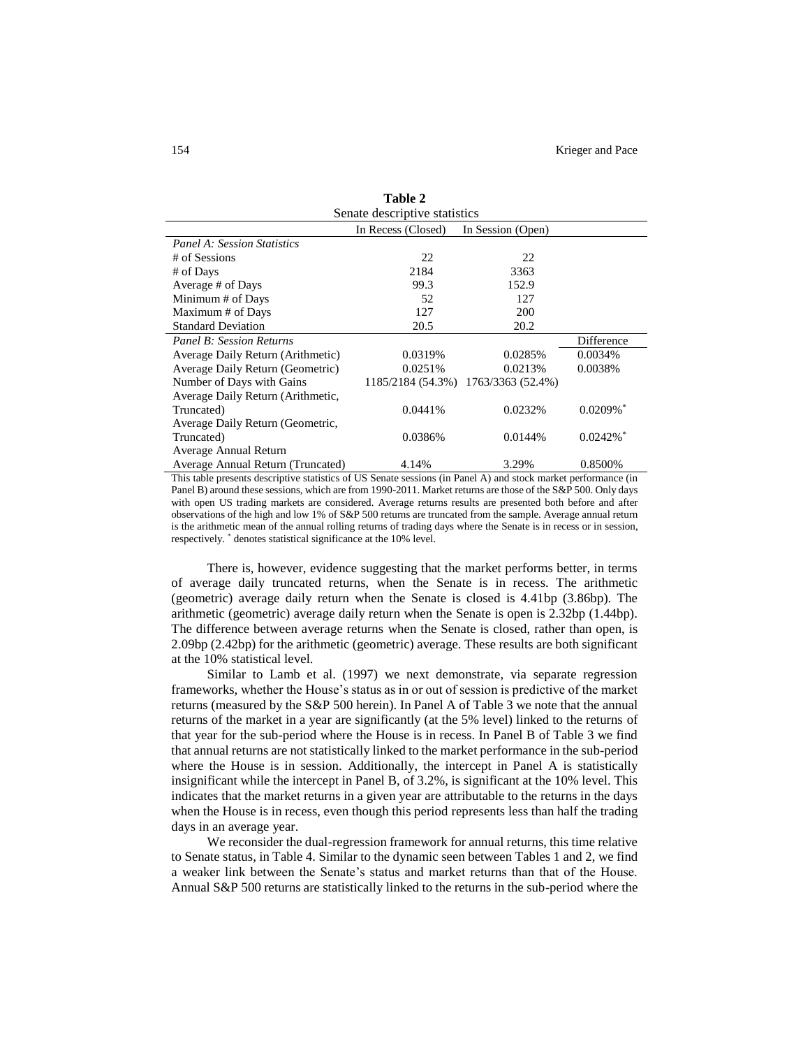**Table 2**

Senate descriptive statistics

| | In Recess (Closed) | In Session (Open) | |
|---|---|---|---|
| *Panel A: Session Statistics* | | | |
| # of Sessions | 22 | 22 | |
| # of Days | 2184 | 3363 | |
| Average # of Days | 99.3 | 152.9 | |
| Minimum # of Days | 52 | 127 | |
| Maximum # of Days | 127 | 200 | |
| Standard Deviation | 20.5 | 20.2 | |
| *Panel B: Session Returns* | | | Difference |
| Average Daily Return (Arithmetic) | 0.0319% | 0.0285% | 0.0034% |
| Average Daily Return (Geometric) | 0.0251% | 0.0213% | 0.0038% |
| Number of Days with Gains | 1185/2184 (54.3%) | 1763/3363 (52.4%) | |
| Average Daily Return (Arithmetic, Truncated) | 0.0441% | 0.0232% | 0.0209%* |
| Average Daily Return (Geometric, Truncated) | 0.0386% | 0.0144% | 0.0242%* |
| Average Annual Return | | | |
| Average Annual Return (Truncated) | 4.14% | 3.29% | 0.8500% |

This table presents descriptive statistics of US Senate sessions (in Panel A) and stock market performance (in Panel B) around these sessions, which are from 1990-2011. Market returns are those of the S&P 500. Only days with open US trading markets are considered. Average returns results are presented both before and after observations of the high and low 1% of S&P 500 returns are truncated from the sample. Average annual return is the arithmetic mean of the annual rolling returns of trading days where the Senate is in recess or in session, respectively. * denotes statistical significance at the 10% level.

There is, however, evidence suggesting that the market performs better, in terms of average daily truncated returns, when the Senate is in recess. The arithmetic (geometric) average daily return when the Senate is closed is 4.41bp (3.86bp). The arithmetic (geometric) average daily return when the Senate is open is 2.32bp (1.44bp). The difference between average returns when the Senate is closed, rather than open, is 2.09bp (2.42bp) for the arithmetic (geometric) average. These results are both significant at the 10% statistical level.

Similar to Lamb et al. (1997) we next demonstrate, via separate regression frameworks, whether the House's status as in or out of session is predictive of the market returns (measured by the S&P 500 herein). In Panel A of Table 3 we note that the annual returns of the market in a year are significantly (at the 5% level) linked to the returns of that year for the sub-period where the House is in recess. In Panel B of Table 3 we find that annual returns are not statistically linked to the market performance in the sub-period where the House is in session. Additionally, the intercept in Panel A is statistically insignificant while the intercept in Panel B, of 3.2%, is significant at the 10% level. This indicates that the market returns in a given year are attributable to the returns in the days when the House is in recess, even though this period represents less than half the trading days in an average year.

We reconsider the dual-regression framework for annual returns, this time relative to Senate status, in Table 4. Similar to the dynamic seen between Tables 1 and 2, we find a weaker link between the Senate's status and market returns than that of the House. Annual S&P 500 returns are statistically linked to the returns in the sub-period where the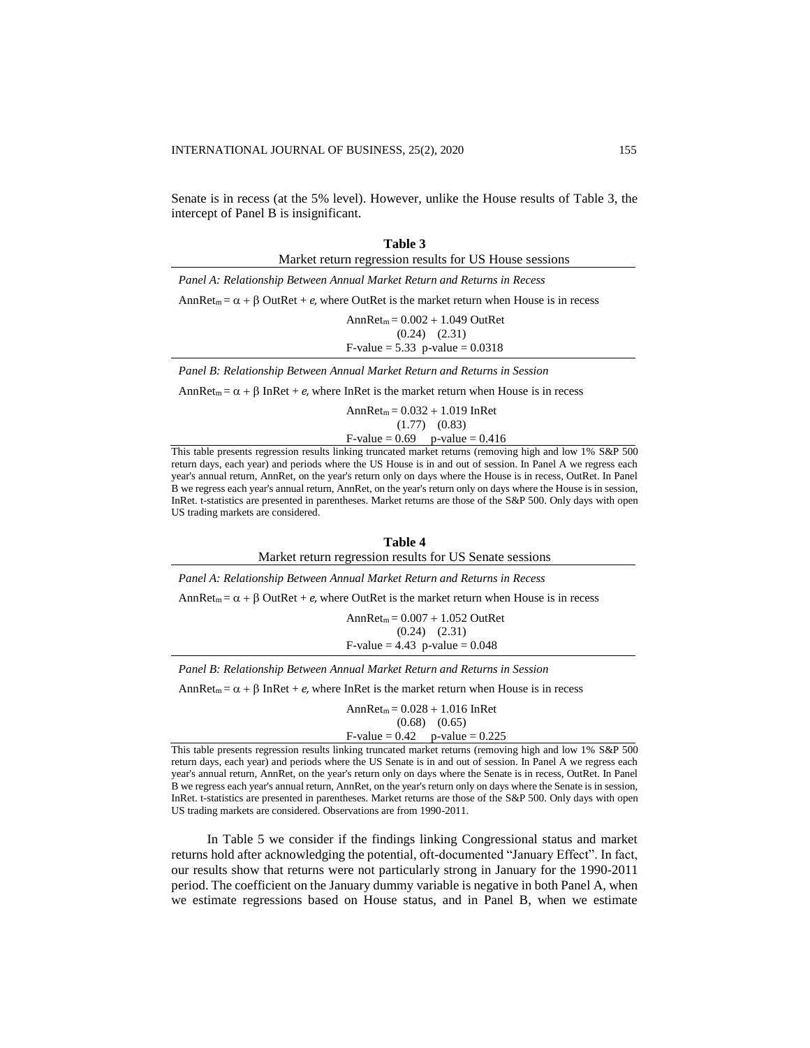Senate is in recess (at the 5% level). However, unlike the House results of Table 3, the intercept of Panel B is insignificant.

**Table 3**

Market return regression results for US House sessions

*Panel A: Relationship Between Annual Market Return and Returns in Recess*

$AnnRet_m = \alpha + \beta$ OutRet + $e$, where OutRet is the market return when House is in recess

$$AnnRet_m = 0.002 + 1.049 \text{ OutRet}$$
$$(0.24) \quad (2.31)$$
$$\text{F-value} = 5.33 \quad \text{p-value} = 0.0318$$

*Panel B: Relationship Between Annual Market Return and Returns in Session*

$AnnRet_m = \alpha + \beta$ InRet + $e$, where InRet is the market return when House is in recess

$$AnnRet_m = 0.032 + 1.019 \text{ InRet}$$
$$(1.77) \quad (0.83)$$
$$\text{F-value} = 0.69 \quad \text{p-value} = 0.416$$

This table presents regression results linking truncated market returns (removing high and low 1% S&P 500 return days, each year) and periods where the US House is in and out of session. In Panel A we regress each year's annual return, AnnRet, on the year's return only on days where the House is in recess, OutRet. In Panel B we regress each year's annual return, AnnRet, on the year's return only on days where the House is in session, InRet. t-statistics are presented in parentheses. Market returns are those of the S&P 500. Only days with open US trading markets are considered.

**Table 4**

Market return regression results for US Senate sessions

*Panel A: Relationship Between Annual Market Return and Returns in Recess*

$AnnRet_m = \alpha + \beta$ OutRet + $e$, where OutRet is the market return when House is in recess

$$AnnRet_m = 0.007 + 1.052 \text{ OutRet}$$
$$(0.24) \quad (2.31)$$
$$\text{F-value} = 4.43 \quad \text{p-value} = 0.048$$

*Panel B: Relationship Between Annual Market Return and Returns in Session*

$AnnRet_m = \alpha + \beta$ InRet + $e$, where InRet is the market return when House is in recess

$$AnnRet_m = 0.028 + 1.016 \text{ InRet}$$
$$(0.68) \quad (0.65)$$
$$\text{F-value} = 0.42 \quad \text{p-value} = 0.225$$

This table presents regression results linking truncated market returns (removing high and low 1% S&P 500 return days, each year) and periods where the US Senate is in and out of session. In Panel A we regress each year's annual return, AnnRet, on the year's return only on days where the Senate is in recess, OutRet. In Panel B we regress each year's annual return, AnnRet, on the year's return only on days where the Senate is in session, InRet. t-statistics are presented in parentheses. Market returns are those of the S&P 500. Only days with open US trading markets are considered. Observations are from 1990-2011.

In Table 5 we consider if the findings linking Congressional status and market returns hold after acknowledging the potential, oft-documented "January Effect". In fact, our results show that returns were not particularly strong in January for the 1990-2011 period. The coefficient on the January dummy variable is negative in both Panel A, when we estimate regressions based on House status, and in Panel B, when we estimate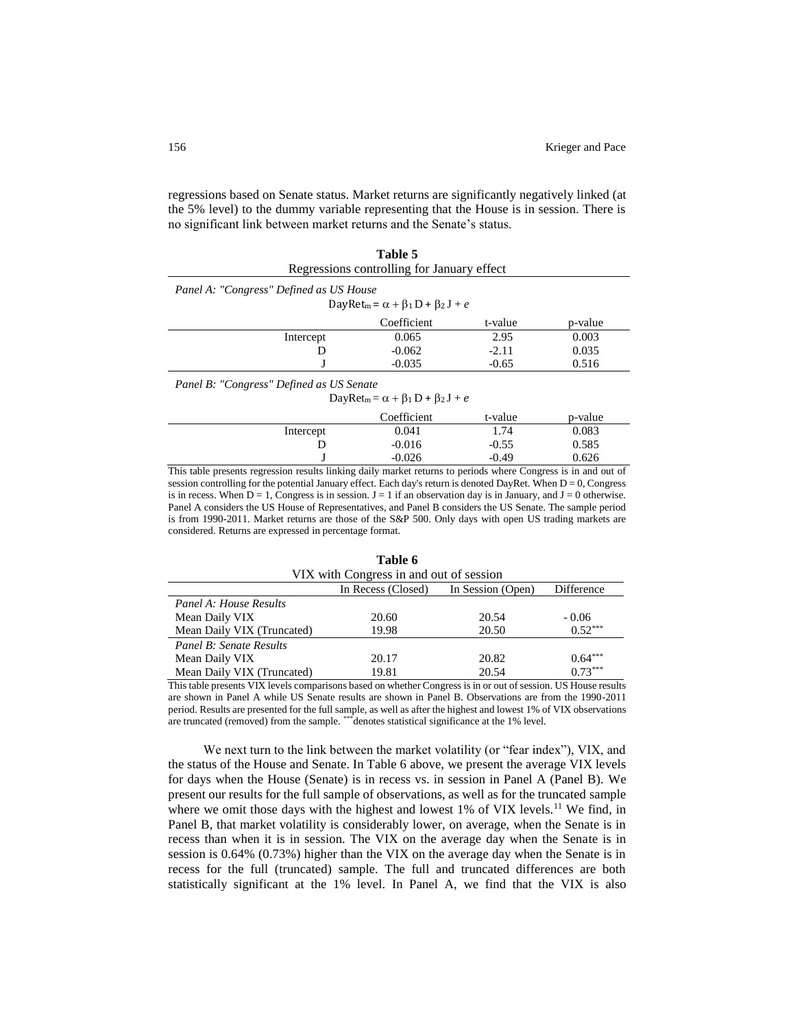regressions based on Senate status. Market returns are significantly negatively linked (at the 5% level) to the dummy variable representing that the House is in session. There is no significant link between market returns and the Senate's status.

**Table 5**
Regressions controlling for January effect

*Panel A: "Congress" Defined as US House*

$$\text{DayRet}_m = \alpha + \beta_1 D + \beta_2 J + e$$

| | Coefficient | t-value | p-value |
|---|---|---|---|
| Intercept | 0.065 | 2.95 | 0.003 |
| D | -0.062 | -2.11 | 0.035 |
| J | -0.035 | -0.65 | 0.516 |

*Panel B: "Congress" Defined as US Senate*

$$\text{DayRet}_m = \alpha + \beta_1 D + \beta_2 J + e$$

| | Coefficient | t-value | p-value |
|---|---|---|---|
| Intercept | 0.041 | 1.74 | 0.083 |
| D | -0.016 | -0.55 | 0.585 |
| J | -0.026 | -0.49 | 0.626 |

This table presents regression results linking daily market returns to periods where Congress is in and out of session controlling for the potential January effect. Each day's return is denoted DayRet. When D = 0, Congress is in recess. When D = 1, Congress is in session. J = 1 if an observation day is in January, and J = 0 otherwise. Panel A considers the US House of Representatives, and Panel B considers the US Senate. The sample period is from 1990-2011. Market returns are those of the S&P 500. Only days with open US trading markets are considered. Returns are expressed in percentage format.

**Table 6**
VIX with Congress in and out of session

| | In Recess (Closed) | In Session (Open) | Difference |
|---|---|---|---|
| *Panel A: House Results* | | | |
| Mean Daily VIX | 20.60 | 20.54 | - 0.06 |
| Mean Daily VIX (Truncated) | 19.98 | 20.50 | 0.52*** |
| *Panel B: Senate Results* | | | |
| Mean Daily VIX | 20.17 | 20.82 | 0.64*** |
| Mean Daily VIX (Truncated) | 19.81 | 20.54 | 0.73*** |

This table presents VIX levels comparisons based on whether Congress is in or out of session. US House results are shown in Panel A while US Senate results are shown in Panel B. Observations are from the 1990-2011 period. Results are presented for the full sample, as well as after the highest and lowest 1% of VIX observations are truncated (removed) from the sample. *** denotes statistical significance at the 1% level.

We next turn to the link between the market volatility (or "fear index"), VIX, and the status of the House and Senate. In Table 6 above, we present the average VIX levels for days when the House (Senate) is in recess vs. in session in Panel A (Panel B). We present our results for the full sample of observations, as well as for the truncated sample where we omit those days with the highest and lowest 1% of VIX levels.[11] We find, in Panel B, that market volatility is considerably lower, on average, when the Senate is in recess than when it is in session. The VIX on the average day when the Senate is in session is 0.64% (0.73%) higher than the VIX on the average day when the Senate is in recess for the full (truncated) sample. The full and truncated differences are both statistically significant at the 1% level. In Panel A, we find that the VIX is also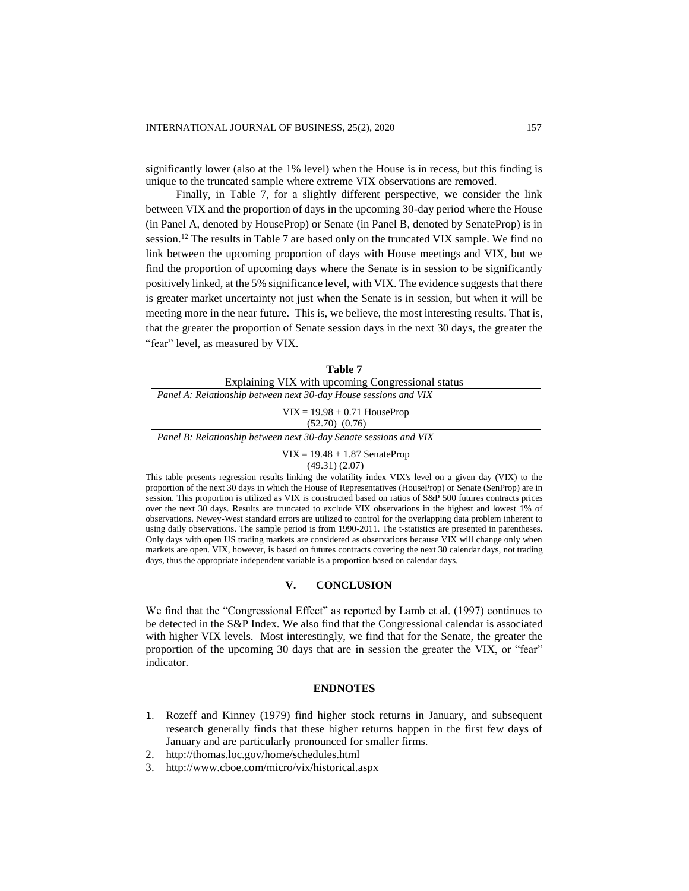significantly lower (also at the 1% level) when the House is in recess, but this finding is unique to the truncated sample where extreme VIX observations are removed.

Finally, in Table 7, for a slightly different perspective, we consider the link between VIX and the proportion of days in the upcoming 30-day period where the House (in Panel A, denoted by HouseProp) or Senate (in Panel B, denoted by SenateProp) is in session.[12] The results in Table 7 are based only on the truncated VIX sample. We find no link between the upcoming proportion of days with House meetings and VIX, but we find the proportion of upcoming days where the Senate is in session to be significantly positively linked, at the 5% significance level, with VIX. The evidence suggests that there is greater market uncertainty not just when the Senate is in session, but when it will be meeting more in the near future. This is, we believe, the most interesting results. That is, that the greater the proportion of Senate session days in the next 30 days, the greater the "fear" level, as measured by VIX.

**Table 7**

Explaining VIX with upcoming Congressional status

*Panel A: Relationship between next 30-day House sessions and VIX*

$$VIX = 19.98 + 0.71 \text{ HouseProp}$$
$$(52.70) \quad (0.76)$$

*Panel B: Relationship between next 30-day Senate sessions and VIX*

$$VIX = 19.48 + 1.87 \text{ SenateProp}$$
$$(49.31) \quad (2.07)$$

This table presents regression results linking the volatility index VIX's level on a given day (VIX) to the proportion of the next 30 days in which the House of Representatives (HouseProp) or Senate (SenProp) are in session. This proportion is utilized as VIX is constructed based on ratios of S&P 500 futures contracts prices over the next 30 days. Results are truncated to exclude VIX observations in the highest and lowest 1% of observations. Newey-West standard errors are utilized to control for the overlapping data problem inherent to using daily observations. The sample period is from 1990-2011. The t-statistics are presented in parentheses. Only days with open US trading markets are considered as observations because VIX will change only when markets are open. VIX, however, is based on futures contracts covering the next 30 calendar days, not trading days, thus the appropriate independent variable is a proportion based on calendar days.

## V. CONCLUSION

We find that the "Congressional Effect" as reported by Lamb et al. (1997) continues to be detected in the S&P Index. We also find that the Congressional calendar is associated with higher VIX levels. Most interestingly, we find that for the Senate, the greater the proportion of the upcoming 30 days that are in session the greater the VIX, or "fear" indicator.

## ENDNOTES

1. Rozeff and Kinney (1979) find higher stock returns in January, and subsequent research generally finds that these higher returns happen in the first few days of January and are particularly pronounced for smaller firms.
2. http://thomas.loc.gov/home/schedules.html
3. http://www.cboe.com/micro/vix/historical.aspx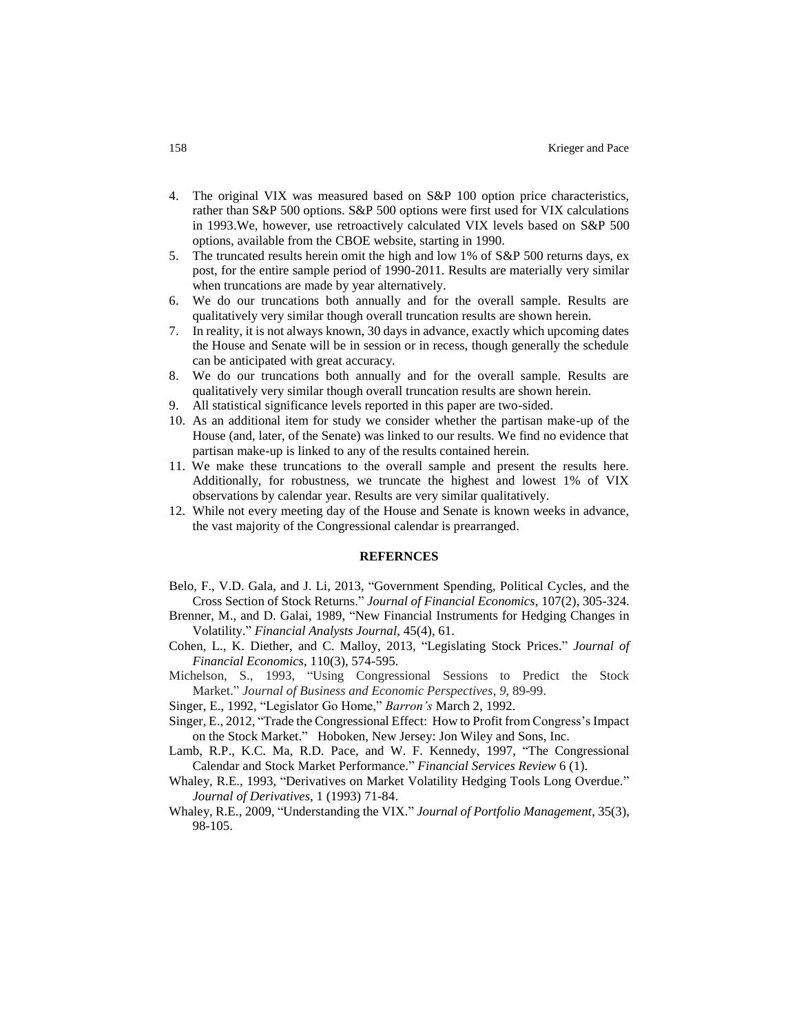4. The original VIX was measured based on S&P 100 option price characteristics, rather than S&P 500 options. S&P 500 options were first used for VIX calculations in 1993.We, however, use retroactively calculated VIX levels based on S&P 500 options, available from the CBOE website, starting in 1990.
5. The truncated results herein omit the high and low 1% of S&P 500 returns days, ex post, for the entire sample period of 1990-2011. Results are materially very similar when truncations are made by year alternatively.
6. We do our truncations both annually and for the overall sample. Results are qualitatively very similar though overall truncation results are shown herein.
7. In reality, it is not always known, 30 days in advance, exactly which upcoming dates the House and Senate will be in session or in recess, though generally the schedule can be anticipated with great accuracy.
8. We do our truncations both annually and for the overall sample. Results are qualitatively very similar though overall truncation results are shown herein.
9. All statistical significance levels reported in this paper are two-sided.
10. As an additional item for study we consider whether the partisan make-up of the House (and, later, of the Senate) was linked to our results. We find no evidence that partisan make-up is linked to any of the results contained herein.
11. We make these truncations to the overall sample and present the results here. Additionally, for robustness, we truncate the highest and lowest 1% of VIX observations by calendar year. Results are very similar qualitatively.
12. While not every meeting day of the House and Senate is known weeks in advance, the vast majority of the Congressional calendar is prearranged.

## REFERNCES

Belo, F., V.D. Gala, and J. Li, 2013, "Government Spending, Political Cycles, and the Cross Section of Stock Returns." *Journal of Financial Economics*, 107(2), 305-324.

Brenner, M., and D. Galai, 1989, "New Financial Instruments for Hedging Changes in Volatility." *Financial Analysts Journal*, 45(4), 61.

Cohen, L., K. Diether, and C. Malloy, 2013, "Legislating Stock Prices." *Journal of Financial Economics*, 110(3), 574-595.

Michelson, S., 1993, "Using Congressional Sessions to Predict the Stock Market." *Journal of Business and Economic Perspectives*, *9*, 89-99.

Singer, E., 1992, "Legislator Go Home," *Barron's* March 2, 1992.

Singer, E., 2012, "Trade the Congressional Effect: How to Profit from Congress's Impact on the Stock Market." Hoboken, New Jersey: Jon Wiley and Sons, Inc.

Lamb, R.P., K.C. Ma, R.D. Pace, and W. F. Kennedy, 1997, "The Congressional Calendar and Stock Market Performance." *Financial Services Review* 6 (1).

Whaley, R.E., 1993, "Derivatives on Market Volatility Hedging Tools Long Overdue." *Journal of Derivatives*, 1 (1993) 71-84.

Whaley, R.E., 2009, "Understanding the VIX." *Journal of Portfolio Management*, 35(3), 98-105.